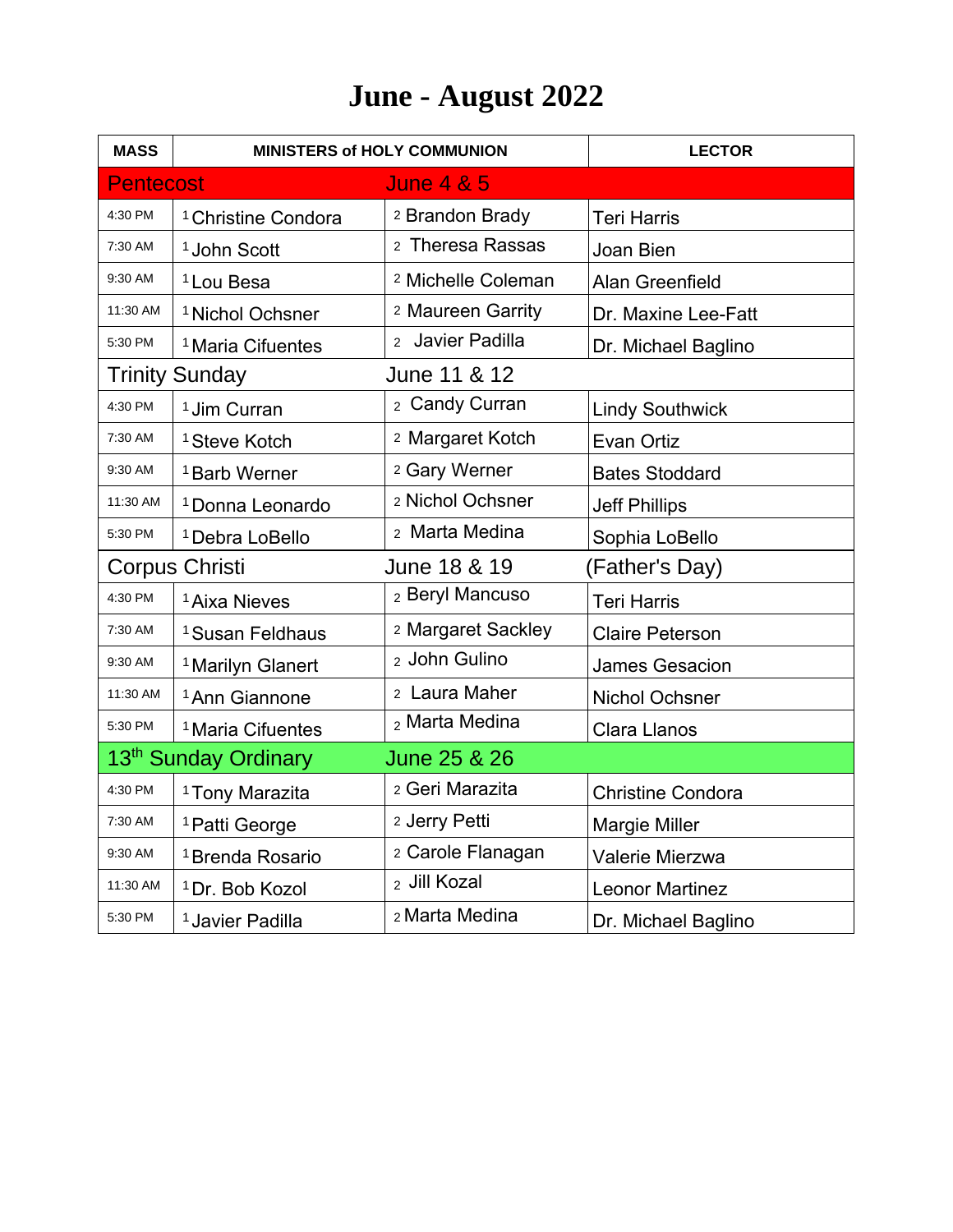# June - August 2022

| MASS | MINISTERS of HOLY COMMUNION | | LECTOR |
|---|---|---|---|
| Pentecost | | June 4 & 5 | |
| 4:30 PM | [1] Christine Condora | [2] Brandon Brady | Teri Harris |
| 7:30 AM | [1] John Scott | [2] Theresa Rassas | Joan Bien |
| 9:30 AM | [1] Lou Besa | [2] Michelle Coleman | Alan Greenfield |
| 11:30 AM | [1] Nichol Ochsner | [2] Maureen Garrity | Dr. Maxine Lee-Fatt |
| 5:30 PM | [1] Maria Cifuentes | [2] Javier Padilla | Dr. Michael Baglino |
| Trinity Sunday | | June 11 & 12 | |
| 4:30 PM | [1] Jim Curran | [2] Candy Curran | Lindy Southwick |
| 7:30 AM | [1] Steve Kotch | [2] Margaret Kotch | Evan Ortiz |
| 9:30 AM | [1] Barb Werner | [2] Gary Werner | Bates Stoddard |
| 11:30 AM | [1] Donna Leonardo | [2] Nichol Ochsner | Jeff Phillips |
| 5:30 PM | [1] Debra LoBello | [2] Marta Medina | Sophia LoBello |
| Corpus Christi | | June 18 & 19 | (Father's Day) |
| 4:30 PM | [1] Aixa Nieves | [2] Beryl Mancuso | Teri Harris |
| 7:30 AM | [1] Susan Feldhaus | [2] Margaret Sackley | Claire Peterson |
| 9:30 AM | [1] Marilyn Glanert | [2] John Gulino | James Gesacion |
| 11:30 AM | [1] Ann Giannone | [2] Laura Maher | Nichol Ochsner |
| 5:30 PM | [1] Maria Cifuentes | [2] Marta Medina | Clara Llanos |
| 13th Sunday Ordinary | | June 25 & 26 | |
| 4:30 PM | [1] Tony Marazita | [2] Geri Marazita | Christine Condora |
| 7:30 AM | [1] Patti George | [2] Jerry Petti | Margie Miller |
| 9:30 AM | [1] Brenda Rosario | [2] Carole Flanagan | Valerie Mierzwa |
| 11:30 AM | [1] Dr. Bob Kozol | [2] Jill Kozal | Leonor Martinez |
| 5:30 PM | [1] Javier Padilla | [2] Marta Medina | Dr. Michael Baglino |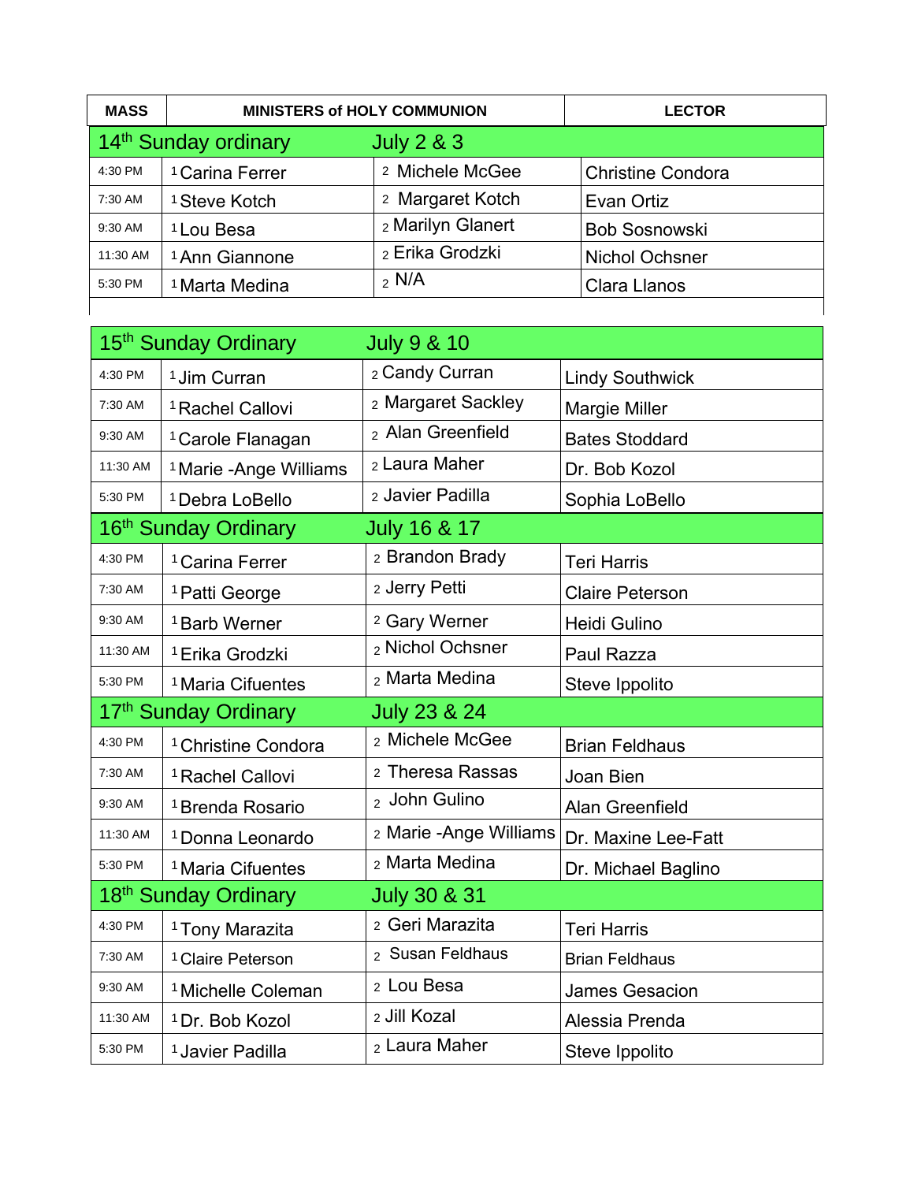| MASS | MINISTERS of HOLY COMMUNION | | LECTOR |
|---|---|---|---|
| 14th Sunday ordinary | July 2 & 3 | | |
| 4:30 PM | [1] Carina Ferrer | [2] Michele McGee | Christine Condora |
| 7:30 AM | [1] Steve Kotch | [2] Margaret Kotch | Evan Ortiz |
| 9:30 AM | [1] Lou Besa | [2] Marilyn Glanert | Bob Sosnowski |
| 11:30 AM | [1] Ann Giannone | [2] Erika Grodzki | Nichol Ochsner |
| 5:30 PM | [1] Marta Medina | [2] N/A | Clara Llanos |
| 15th Sunday Ordinary | July 9 & 10 | | |
| 4:30 PM | [1] Jim Curran | [2] Candy Curran | Lindy Southwick |
| 7:30 AM | [1] Rachel Callovi | [2] Margaret Sackley | Margie Miller |
| 9:30 AM | [1] Carole Flanagan | [2] Alan Greenfield | Bates Stoddard |
| 11:30 AM | [1] Marie -Ange Williams | [2] Laura Maher | Dr. Bob Kozol |
| 5:30 PM | [1] Debra LoBello | [2] Javier Padilla | Sophia LoBello |
| 16th Sunday Ordinary | July 16 & 17 | | |
| 4:30 PM | [1] Carina Ferrer | [2] Brandon Brady | Teri Harris |
| 7:30 AM | [1] Patti George | [2] Jerry Petti | Claire Peterson |
| 9:30 AM | [1] Barb Werner | [2] Gary Werner | Heidi Gulino |
| 11:30 AM | [1] Erika Grodzki | [2] Nichol Ochsner | Paul Razza |
| 5:30 PM | [1] Maria Cifuentes | [2] Marta Medina | Steve Ippolito |
| 17th Sunday Ordinary | July 23 & 24 | | |
| 4:30 PM | [1] Christine Condora | [2] Michele McGee | Brian Feldhaus |
| 7:30 AM | [1] Rachel Callovi | [2] Theresa Rassas | Joan Bien |
| 9:30 AM | [1] Brenda Rosario | [2] John Gulino | Alan Greenfield |
| 11:30 AM | [1] Donna Leonardo | [2] Marie -Ange Williams | Dr. Maxine Lee-Fatt |
| 5:30 PM | [1] Maria Cifuentes | [2] Marta Medina | Dr. Michael Baglino |
| 18th Sunday Ordinary | July 30 & 31 | | |
| 4:30 PM | [1] Tony Marazita | [2] Geri Marazita | Teri Harris |
| 7:30 AM | [1] Claire Peterson | [2] Susan Feldhaus | Brian Feldhaus |
| 9:30 AM | [1] Michelle Coleman | [2] Lou Besa | James Gesacion |
| 11:30 AM | [1] Dr. Bob Kozol | [2] Jill Kozal | Alessia Prenda |
| 5:30 PM | [1] Javier Padilla | [2] Laura Maher | Steve Ippolito |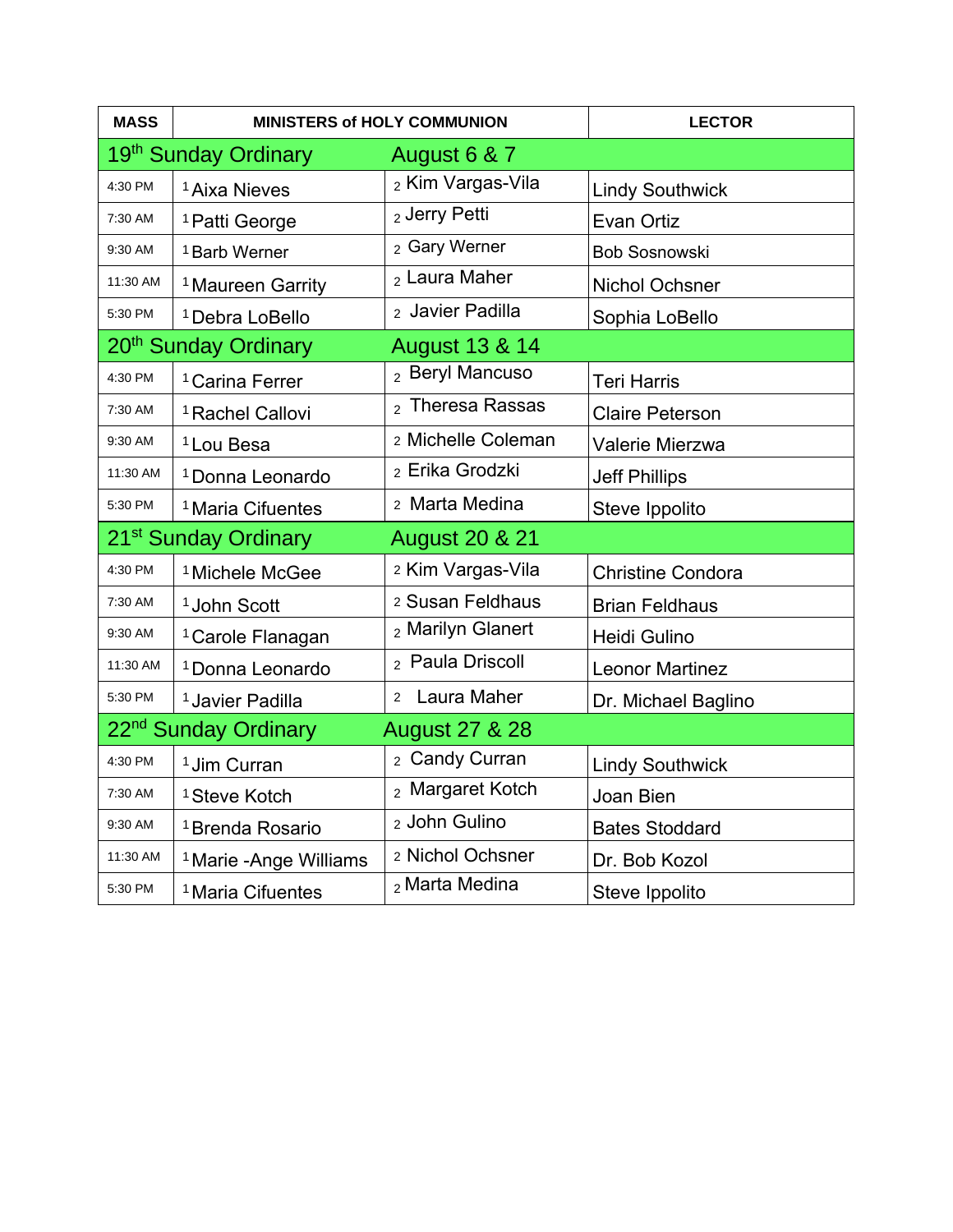| MASS | MINISTERS of HOLY COMMUNION | | LECTOR |
|---|---|---|---|
| 19th Sunday Ordinary | August 6 & 7 | | |
| 4:30 PM | [1] Aixa Nieves | [2] Kim Vargas-Vila | Lindy Southwick |
| 7:30 AM | [1] Patti George | [2] Jerry Petti | Evan Ortiz |
| 9:30 AM | [1] Barb Werner | [2] Gary Werner | Bob Sosnowski |
| 11:30 AM | [1] Maureen Garrity | [2] Laura Maher | Nichol Ochsner |
| 5:30 PM | [1] Debra LoBello | [2] Javier Padilla | Sophia LoBello |
| 20th Sunday Ordinary | August 13 & 14 | | |
| 4:30 PM | [1] Carina Ferrer | [2] Beryl Mancuso | Teri Harris |
| 7:30 AM | [1] Rachel Callovi | [2] Theresa Rassas | Claire Peterson |
| 9:30 AM | [1] Lou Besa | [2] Michelle Coleman | Valerie Mierzwa |
| 11:30 AM | [1] Donna Leonardo | [2] Erika Grodzki | Jeff Phillips |
| 5:30 PM | [1] Maria Cifuentes | [2] Marta Medina | Steve Ippolito |
| 21st Sunday Ordinary | August 20 & 21 | | |
| 4:30 PM | [1] Michele McGee | [2] Kim Vargas-Vila | Christine Condora |
| 7:30 AM | [1] John Scott | [2] Susan Feldhaus | Brian Feldhaus |
| 9:30 AM | [1] Carole Flanagan | [2] Marilyn Glanert | Heidi Gulino |
| 11:30 AM | [1] Donna Leonardo | [2] Paula Driscoll | Leonor Martinez |
| 5:30 PM | [1] Javier Padilla | [2] Laura Maher | Dr. Michael Baglino |
| 22nd Sunday Ordinary | August 27 & 28 | | |
| 4:30 PM | [1] Jim Curran | [2] Candy Curran | Lindy Southwick |
| 7:30 AM | [1] Steve Kotch | [2] Margaret Kotch | Joan Bien |
| 9:30 AM | [1] Brenda Rosario | [2] John Gulino | Bates Stoddard |
| 11:30 AM | [1] Marie -Ange Williams | [2] Nichol Ochsner | Dr. Bob Kozol |
| 5:30 PM | [1] Maria Cifuentes | [2] Marta Medina | Steve Ippolito |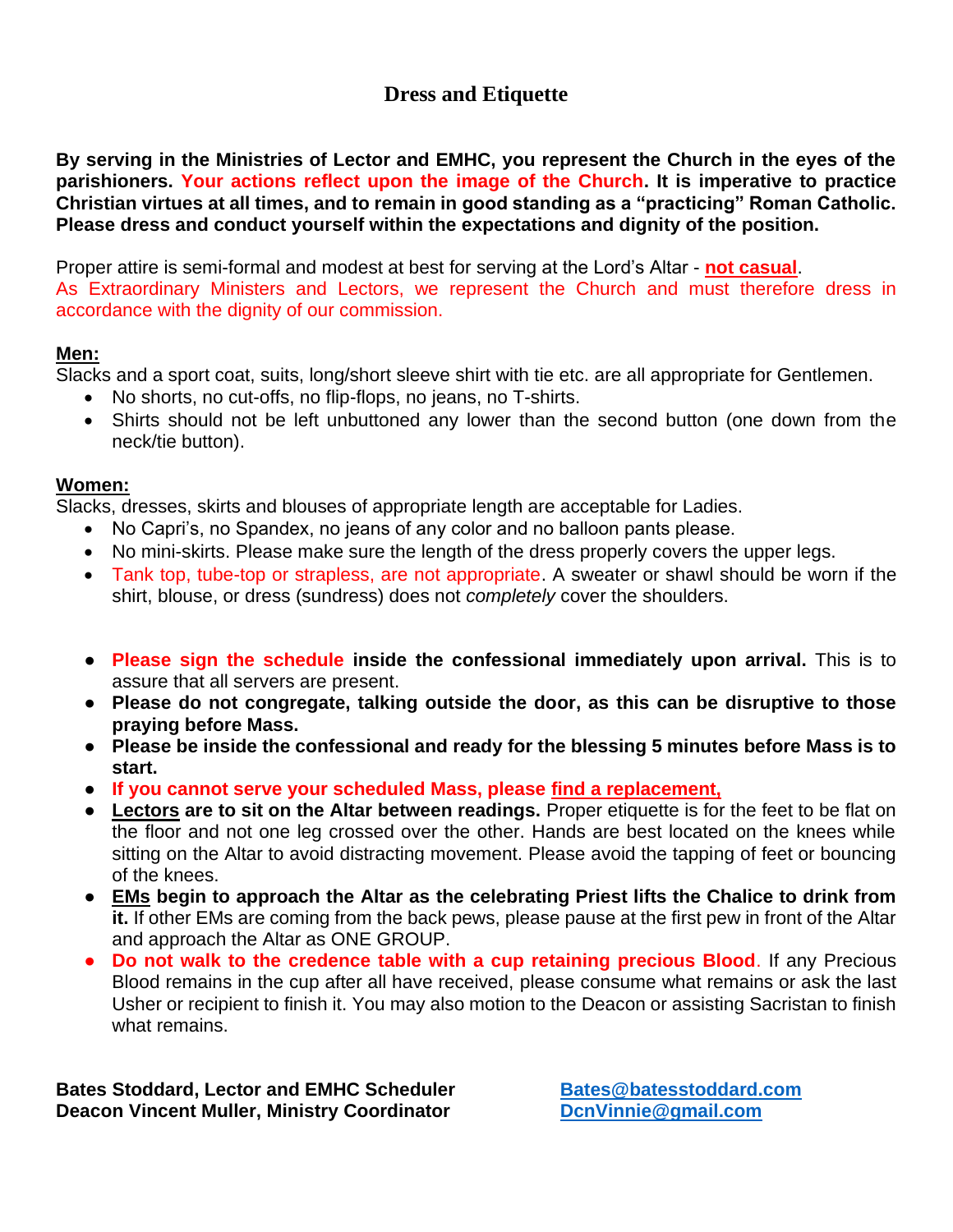# Dress and Etiquette

**By serving in the Ministries of Lector and EMHC, you represent the Church in the eyes of the parishioners. Your actions reflect upon the image of the Church. It is imperative to practice Christian virtues at all times, and to remain in good standing as a "practicing" Roman Catholic. Please dress and conduct yourself within the expectations and dignity of the position.**

Proper attire is semi-formal and modest at best for serving at the Lord's Altar - **not casual**.
As Extraordinary Ministers and Lectors, we represent the Church and must therefore dress in accordance with the dignity of our commission.

**Men:**
Slacks and a sport coat, suits, long/short sleeve shirt with tie etc. are all appropriate for Gentlemen.

- No shorts, no cut-offs, no flip-flops, no jeans, no T-shirts.
- Shirts should not be left unbuttoned any lower than the second button (one down from the neck/tie button).

**Women:**
Slacks, dresses, skirts and blouses of appropriate length are acceptable for Ladies.

- No Capri's, no Spandex, no jeans of any color and no balloon pants please.
- No mini-skirts. Please make sure the length of the dress properly covers the upper legs.
- Tank top, tube-top or strapless, are not appropriate. A sweater or shawl should be worn if the shirt, blouse, or dress (sundress) does not *completely* cover the shoulders.

- **Please sign the schedule inside the confessional immediately upon arrival.** This is to assure that all servers are present.
- **Please do not congregate, talking outside the door, as this can be disruptive to those praying before Mass.**
- **Please be inside the confessional and ready for the blessing 5 minutes before Mass is to start.**
- **If you cannot serve your scheduled Mass, please find a replacement,**
- **Lectors are to sit on the Altar between readings.** Proper etiquette is for the feet to be flat on the floor and not one leg crossed over the other. Hands are best located on the knees while sitting on the Altar to avoid distracting movement. Please avoid the tapping of feet or bouncing of the knees.
- **EMs begin to approach the Altar as the celebrating Priest lifts the Chalice to drink from it.** If other EMs are coming from the back pews, please pause at the first pew in front of the Altar and approach the Altar as ONE GROUP.
- **Do not walk to the credence table with a cup retaining precious Blood**. If any Precious Blood remains in the cup after all have received, please consume what remains or ask the last Usher or recipient to finish it. You may also motion to the Deacon or assisting Sacristan to finish what remains.

**Bates Stoddard, Lector and EMHC Scheduler** — **Bates@batesstoddard.com**
**Deacon Vincent Muller, Ministry Coordinator** — **DcnVinnie@gmail.com**